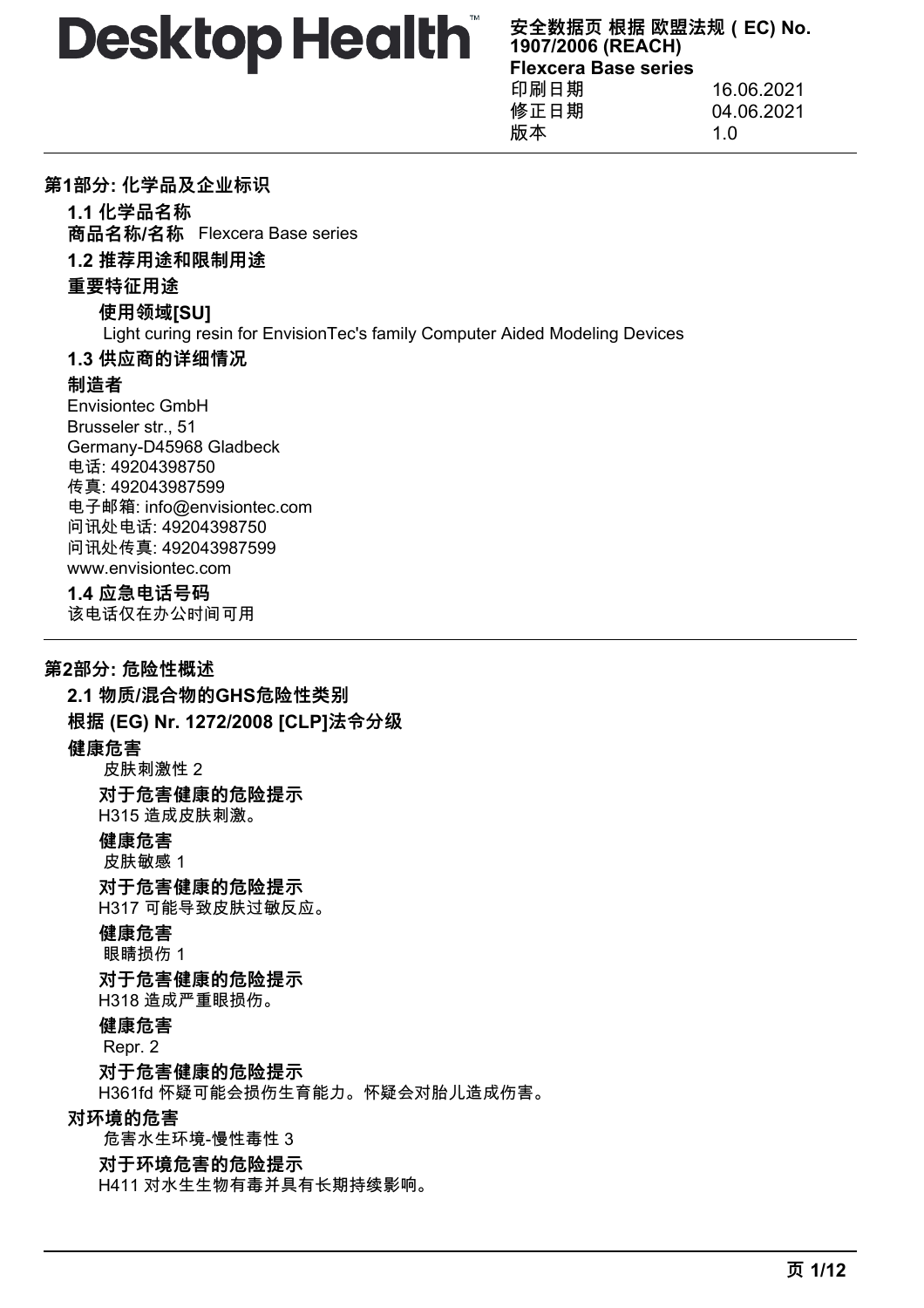**Desktop Health™**

**安全数据页 根据 欧盟法规（EC) No. 1907/2006 (REACH)**
**Flexcera Base series**

印刷日期 16.06.2021
修正日期 04.06.2021
版本 1.0

## 第1部分: 化学品及企业标识

### 1.1 化学品名称

**商品名称/名称** Flexcera Base series

### 1.2 推荐用途和限制用途

**重要特征用途**

**使用领域[SU]**

Light curing resin for EnvisionTec's family Computer Aided Modeling Devices

### 1.3 供应商的详细情况

**制造者**

Envisiontec GmbH
Brusseler str., 51
Germany-D45968 Gladbeck
电话: 49204398750
传真: 492043987599
电子邮箱: info@envisiontec.com
问讯处电话: 49204398750
问讯处传真: 492043987599
www.envisiontec.com

### 1.4 应急电话号码

该电话仅在办公时间可用

## 第2部分: 危险性概述

### 2.1 物质/混合物的GHS危险性类别

**根据 (EG) Nr. 1272/2008 [CLP]法令分级**

**健康危害**

皮肤刺激性 2

**对于危害健康的危险提示**

H315 造成皮肤刺激。

**健康危害**

皮肤敏感 1

**对于危害健康的危险提示**

H317 可能导致皮肤过敏反应。

**健康危害**

眼睛损伤 1

**对于危害健康的危险提示**

H318 造成严重眼损伤。

**健康危害**

Repr. 2

**对于危害健康的危险提示**

H361fd 怀疑可能会损伤生育能力。怀疑会对胎儿造成伤害。

**对环境的危害**

危害水生环境-慢性毒性 3

**对于环境危害的危险提示**

H411 对水生生物有毒并具有长期持续影响。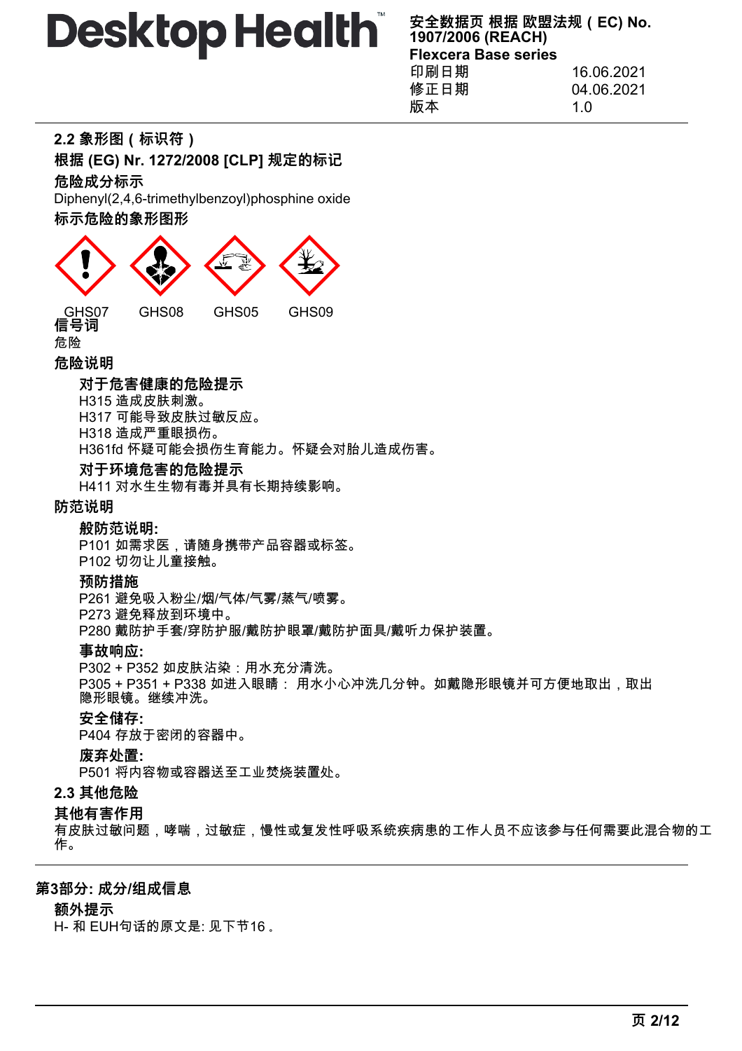### 2.2 象形图（标识符）

**根据 (EG) Nr. 1272/2008 [CLP] 规定的标记**

**危险成分标示**

Diphenyl(2,4,6-trimethylbenzoyl)phosphine oxide

**标示危险的象形图形**

GHS07 GHS08 GHS05 GHS09

**信号词**

危险

**危险说明**

**对于危害健康的危险提示**

H315 造成皮肤刺激。
H317 可能导致皮肤过敏反应。
H318 造成严重眼损伤。
H361fd 怀疑可能会损伤生育能力。怀疑会对胎儿造成伤害。

**对于环境危害的危险提示**

H411 对水生生物有毒并具有长期持续影响。

**防范说明**

**一般防范说明:**

P101 如需求医，请随身携带产品容器或标签。
P102 切勿让儿童接触。

**预防措施**

P261 避免吸入粉尘/烟/气体/气雾/蒸气/喷雾。
P273 避免释放到环境中。
P280 戴防护手套/穿防护服/戴防护眼罩/戴防护面具/戴听力保护装置。

**事故响应:**

P302 + P352 如皮肤沾染：用水充分清洗。
P305 + P351 + P338 如进入眼睛： 用水小心冲洗几分钟。如戴隐形眼镜并可方便地取出，取出隐形眼镜。继续冲洗。

**安全储存:**

P404 存放于密闭的容器中。

**废弃处置:**

P501 将内容物或容器送至工业焚烧装置处。

### 2.3 其他危险

**其他有害作用**

有皮肤过敏问题，哮喘，过敏症，慢性或复发性呼吸系统疾病患的工作人员不应该参与任何需要此混合物的工作。

## 第3部分: 成分/组成信息

**额外提示**

H- 和 EUH句话的原文是: 见下节16 。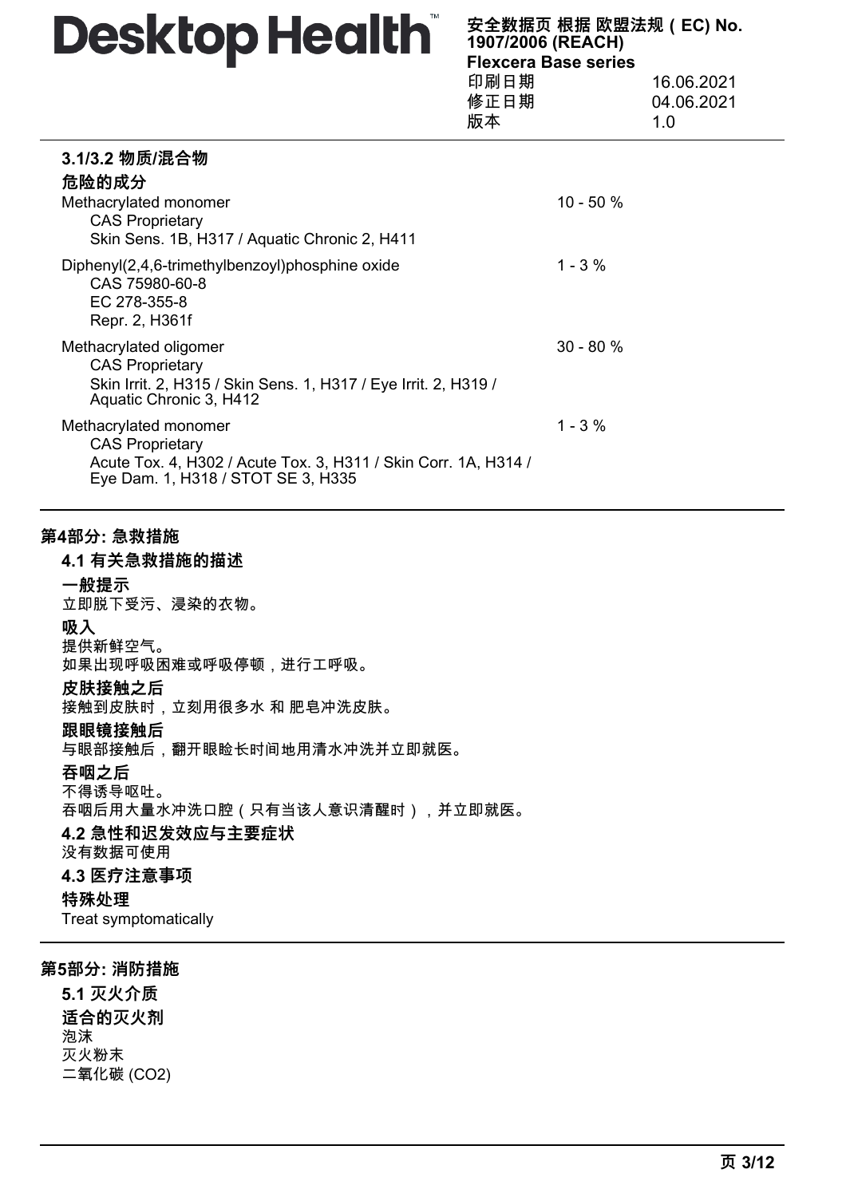### 3.1/3.2 物质/混合物

**危险的成分**

| | |
|---|---|
| Methacrylated monomer<br>CAS Proprietary<br>Skin Sens. 1B, H317 / Aquatic Chronic 2, H411 | 10 - 50 % |
| Diphenyl(2,4,6-trimethylbenzoyl)phosphine oxide<br>CAS 75980-60-8<br>EC 278-355-8<br>Repr. 2, H361f | 1 - 3 % |
| Methacrylated oligomer<br>CAS Proprietary<br>Skin Irrit. 2, H315 / Skin Sens. 1, H317 / Eye Irrit. 2, H319 / Aquatic Chronic 3, H412 | 30 - 80 % |
| Methacrylated monomer<br>CAS Proprietary<br>Acute Tox. 4, H302 / Acute Tox. 3, H311 / Skin Corr. 1A, H314 / Eye Dam. 1, H318 / STOT SE 3, H335 | 1 - 3 % |

## 第4部分: 急救措施

### 4.1 有关急救措施的描述

**一般提示**

立即脱下受污、浸染的衣物。

**吸入**

提供新鲜空气。
如果出现呼吸困难或呼吸停顿，进行工呼吸。

**皮肤接触之后**

接触到皮肤时，立刻用很多水 和 肥皂冲洗皮肤。

**跟眼镜接触后**

与眼部接触后，翻开眼睑长时间地用清水冲洗并立即就医。

**吞咽之后**

不得诱导呕吐。
吞咽后用大量水冲洗口腔（只有当该人意识清醒时），并立即就医。

### 4.2 急性和迟发效应与主要症状

没有数据可使用

### 4.3 医疗注意事项

**特殊处理**

Treat symptomatically

## 第5部分: 消防措施

### 5.1 灭火介质

**适合的灭火剂**

泡沫
灭火粉末
二氧化碳 ($CO_2$)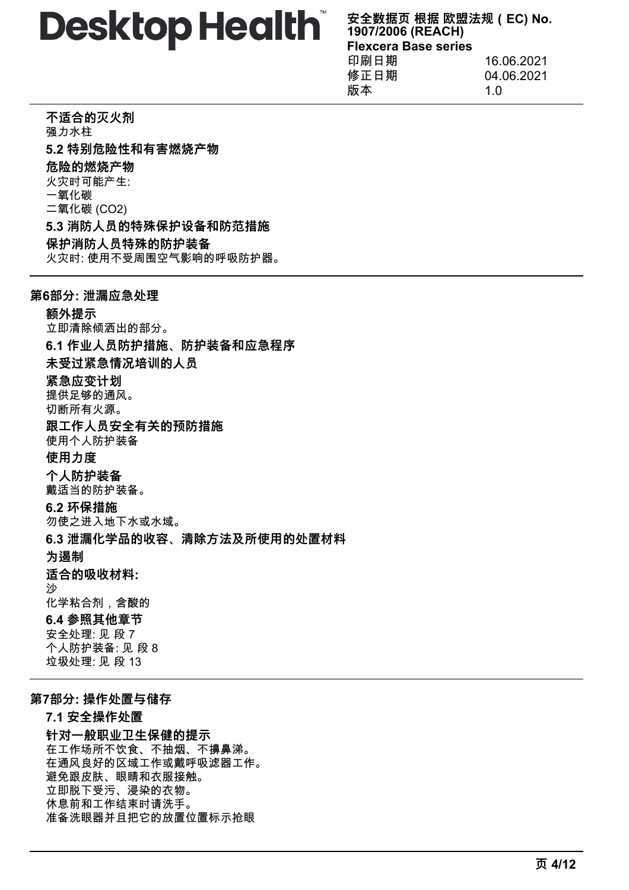**不适合的灭火剂**

强力水柱

### 5.2 特别危险性和有害燃烧产物

**危险的燃烧产物**

火灾时可能产生:
一氧化碳
二氧化碳 ($CO_2$)

### 5.3 消防人员的特殊保护设备和防范措施

**保护消防人员特殊的防护装备**

火灾时: 使用不受周围空气影响的呼吸防护器。

## 第6部分: 泄漏应急处理

**额外提示**

立即清除倾洒出的部分。

### 6.1 作业人员防护措施、防护装备和应急程序

**未受过紧急情况培训的人员**

**紧急应变计划**

提供足够的通风。
切断所有火源。

**跟工作人员安全有关的预防措施**

使用个人防护装备

**使用力度**

**个人防护装备**

戴适当的防护装备。

### 6.2 环保措施

勿使之进入地下水或水域。

### 6.3 泄漏化学品的收容、清除方法及所使用的处置材料

**为遏制**

**适合的吸收材料:**

沙
化学粘合剂，含酸的

### 6.4 参照其他章节

安全处理: 见 段 7
个人防护装备: 见 段 8
垃圾处理: 见 段 13

## 第7部分: 操作处置与储存

### 7.1 安全操作处置

**针对一般职业卫生保健的提示**

在工作场所不饮食、不抽烟、不擤鼻涕。
在通风良好的区域工作或戴呼吸滤器工作。
避免跟皮肤、眼睛和衣服接触。
立即脱下受污、浸染的衣物。
休息前和工作结束时请洗手。
准备洗眼器并且把它的放置位置标示抢眼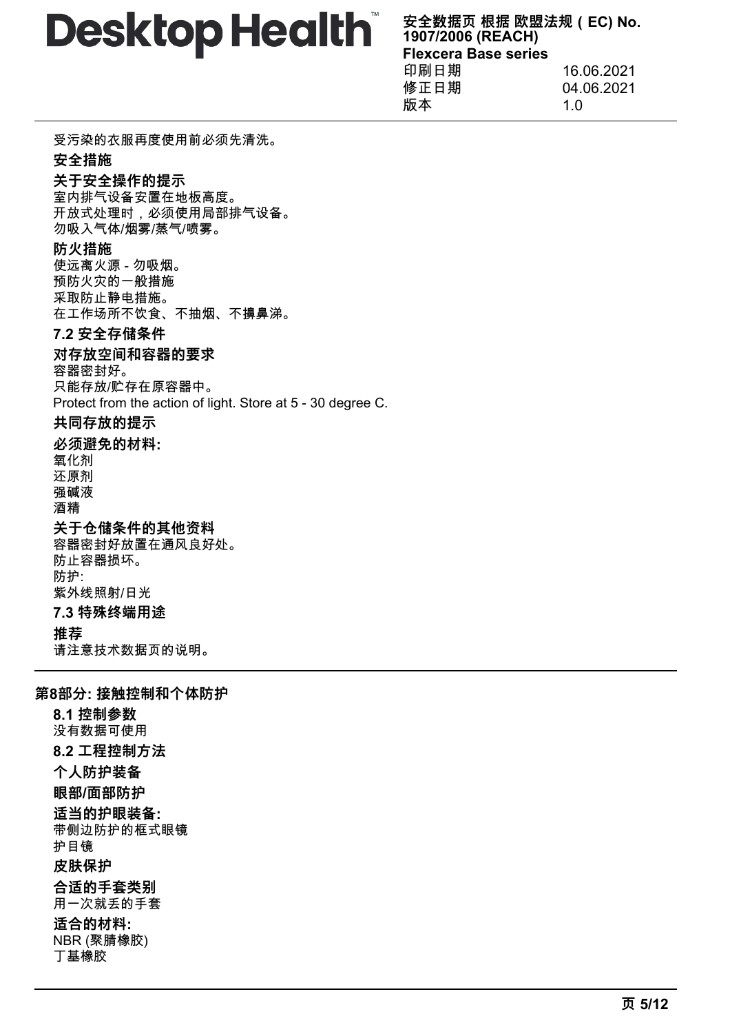受污染的衣服再度使用前必须先清洗。

**安全措施**

**关于安全操作的提示**

室内排气设备安置在地板高度。
开放式处理时，必须使用局部排气设备。
勿吸入气体/烟雾/蒸气/喷雾。

**防火措施**

使远离火源 - 勿吸烟。
预防火灾的一般措施
采取防止静电措施。
在工作场所不饮食、不抽烟、不擤鼻涕。

### 7.2 安全存储条件

**对存放空间和容器的要求**

容器密封好。
只能存放/贮存在原容器中。
Protect from the action of light. Store at 5 - 30 degree C.

**共同存放的提示**

**必须避免的材料:**

氧化剂
还原剂
强碱液
酒精

**关于仓储条件的其他资料**

容器密封好放置在通风良好处。
防止容器损坏。
防护:
紫外线照射/日光

### 7.3 特殊终端用途

**推荐**

请注意技术数据页的说明。

## 第8部分: 接触控制和个体防护

### 8.1 控制参数

没有数据可使用

### 8.2 工程控制方法

**个人防护装备**

**眼部/面部防护**

**适当的护眼装备:**

带侧边防护的框式眼镜
护目镜

**皮肤保护**

**合适的手套类别**

用一次就丢的手套

**适合的材料:**

NBR (聚腈橡胶)
丁基橡胶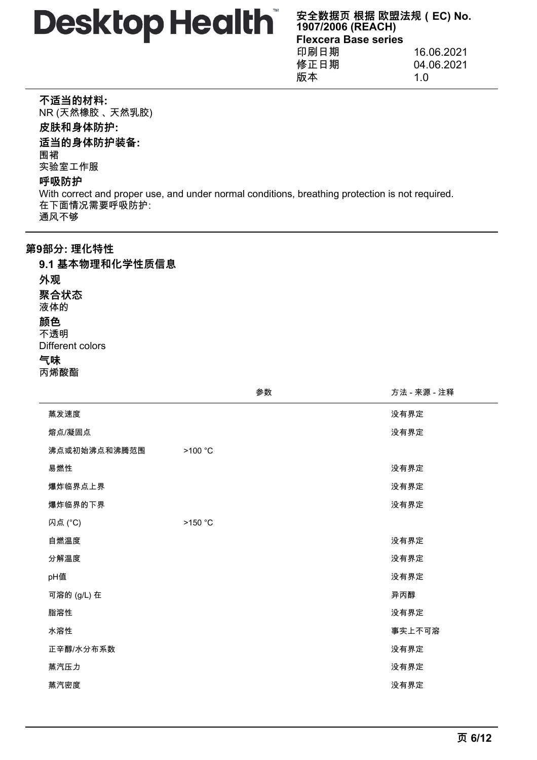**不适当的材料:**

NR (天然橡胶、天然乳胶)

**皮肤和身体防护:**

**适当的身体防护装备:**

围裙

实验室工作服

**呼吸防护**

With correct and proper use, and under normal conditions, breathing protection is not required.

在下面情况需要呼吸防护:

通风不够

## 第9部分: 理化特性

### 9.1 基本物理和化学性质信息

**外观**

**聚合状态**

液体的

**颜色**

不透明

Different colors

**气味**

丙烯酸酯

| | 参数 | 方法 - 来源 - 注释 |
|---|---|---|
| 蒸发速度 | | 没有界定 |
| 熔点/凝固点 | | 没有界定 |
| 沸点或初始沸点和沸腾范围 | >100 °C | |
| 易燃性 | | 没有界定 |
| 爆炸临界点上界 | | 没有界定 |
| 爆炸临界的下界 | | 没有界定 |
| 闪点 (°C) | >150 °C | |
| 自燃温度 | | 没有界定 |
| 分解温度 | | 没有界定 |
| pH值 | | 没有界定 |
| 可溶的 (g/L) 在 | | 异丙醇 |
| 脂溶性 | | 没有界定 |
| 水溶性 | | 事实上不可溶 |
| 正辛醇/水分布系数 | | 没有界定 |
| 蒸汽压力 | | 没有界定 |
| 蒸汽密度 | | 没有界定 |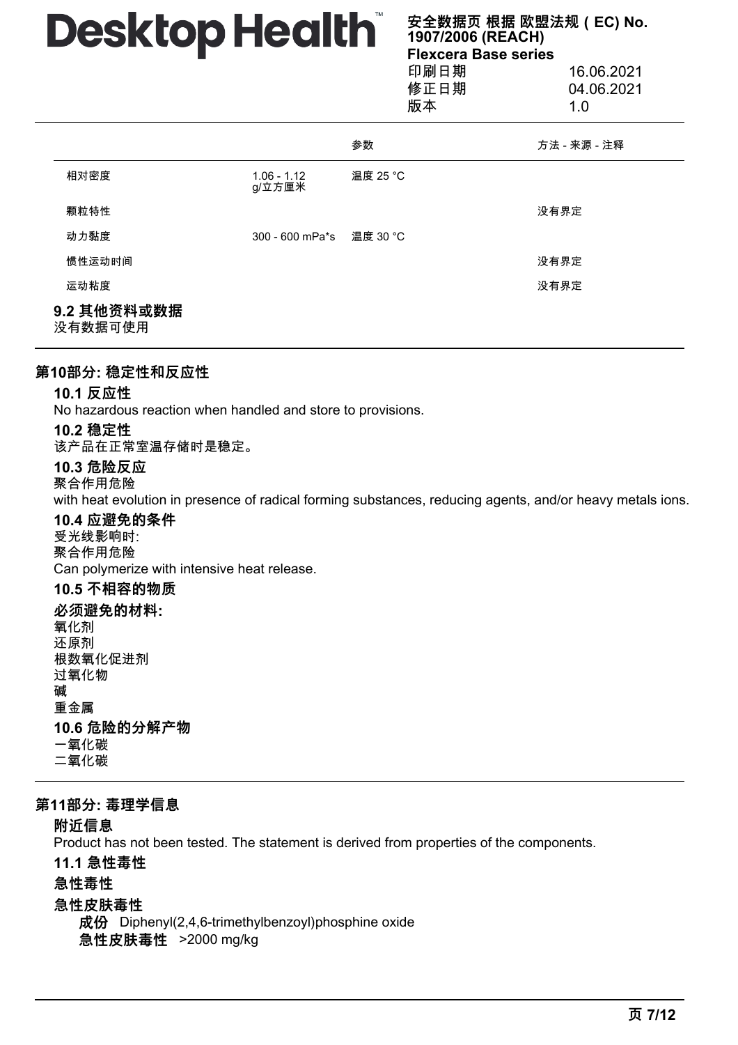| | | 参数 | 方法 - 来源 - 注释 |
| --- | --- | --- | --- |
| 相对密度 | 1.06 - 1.12 g/立方厘米 | 温度 25 °C | |
| 颗粒特性 | | | 没有界定 |
| 动力黏度 | 300 - 600 mPa*s | 温度 30 °C | |
| 惯性运动时间 | | | 没有界定 |
| 运动粘度 | | | 没有界定 |

### 9.2 其他资料或数据

没有数据可使用

## 第10部分: 稳定性和反应性

### 10.1 反应性

No hazardous reaction when handled and store to provisions.

### 10.2 稳定性

该产品在正常室温存储时是稳定。

### 10.3 危险反应

聚合作用危险

with heat evolution in presence of radical forming substances, reducing agents, and/or heavy metals ions.

### 10.4 应避免的条件

受光线影响时:

聚合作用危险

Can polymerize with intensive heat release.

### 10.5 不相容的物质

**必须避免的材料:**

氧化剂

还原剂

根数氧化促进剂

过氧化物

碱

重金属

### 10.6 危险的分解产物

一氧化碳

二氧化碳

## 第11部分: 毒理学信息

**附近信息**

Product has not been tested. The statement is derived from properties of the components.

### 11.1 急性毒性

**急性毒性**

**急性皮肤毒性**

**成份** Diphenyl(2,4,6-trimethylbenzoyl)phosphine oxide

**急性皮肤毒性** >2000 mg/kg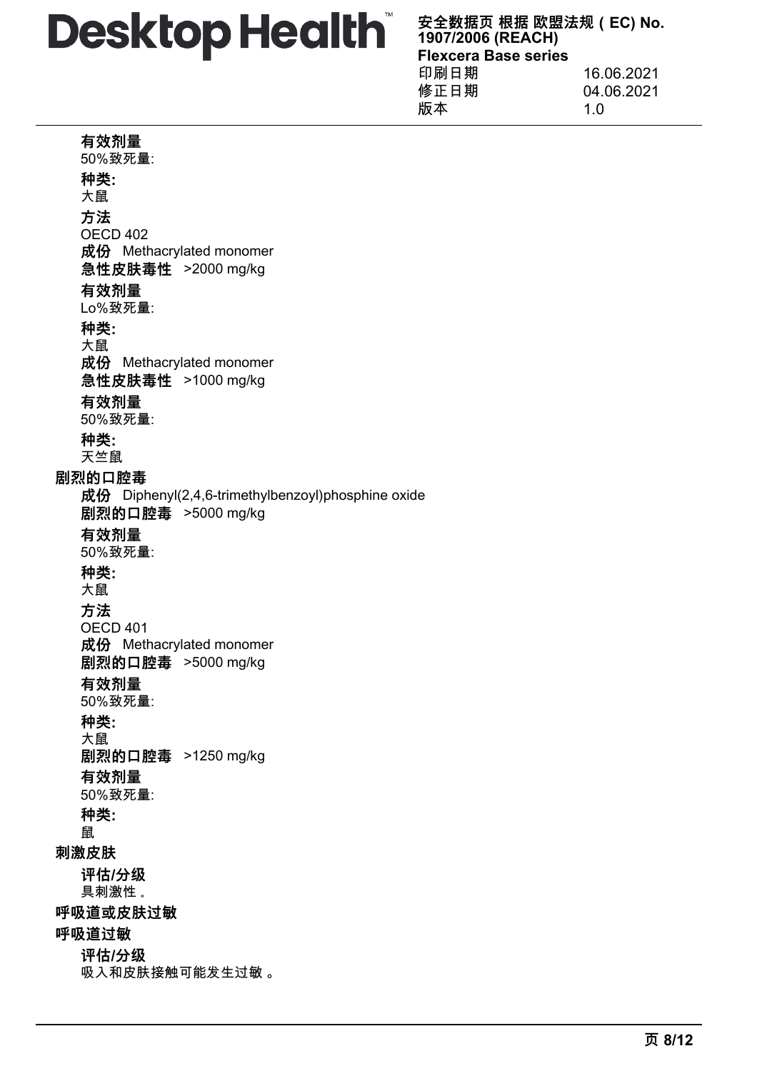**有效剂量**
50%致死量:

**种类:**
大鼠

**方法**
OECD 402

**成份** Methacrylated monomer
**急性皮肤毒性** >2000 mg/kg

**有效剂量**
Lo%致死量:

**种类:**
大鼠

**成份** Methacrylated monomer
**急性皮肤毒性** >1000 mg/kg

**有效剂量**
50%致死量:

**种类:**
天竺鼠

**剧烈的口腔毒**

**成份** Diphenyl(2,4,6-trimethylbenzoyl)phosphine oxide
**剧烈的口腔毒** >5000 mg/kg

**有效剂量**
50%致死量:

**种类:**
大鼠

**方法**
OECD 401

**成份** Methacrylated monomer
**剧烈的口腔毒** >5000 mg/kg

**有效剂量**
50%致死量:

**种类:**
大鼠

**剧烈的口腔毒** >1250 mg/kg

**有效剂量**
50%致死量:

**种类:**
鼠

**刺激皮肤**

**评估/分级**
具刺激性 。

**呼吸道或皮肤过敏**

**呼吸道过敏**

**评估/分级**
吸入和皮肤接触可能发生过敏 。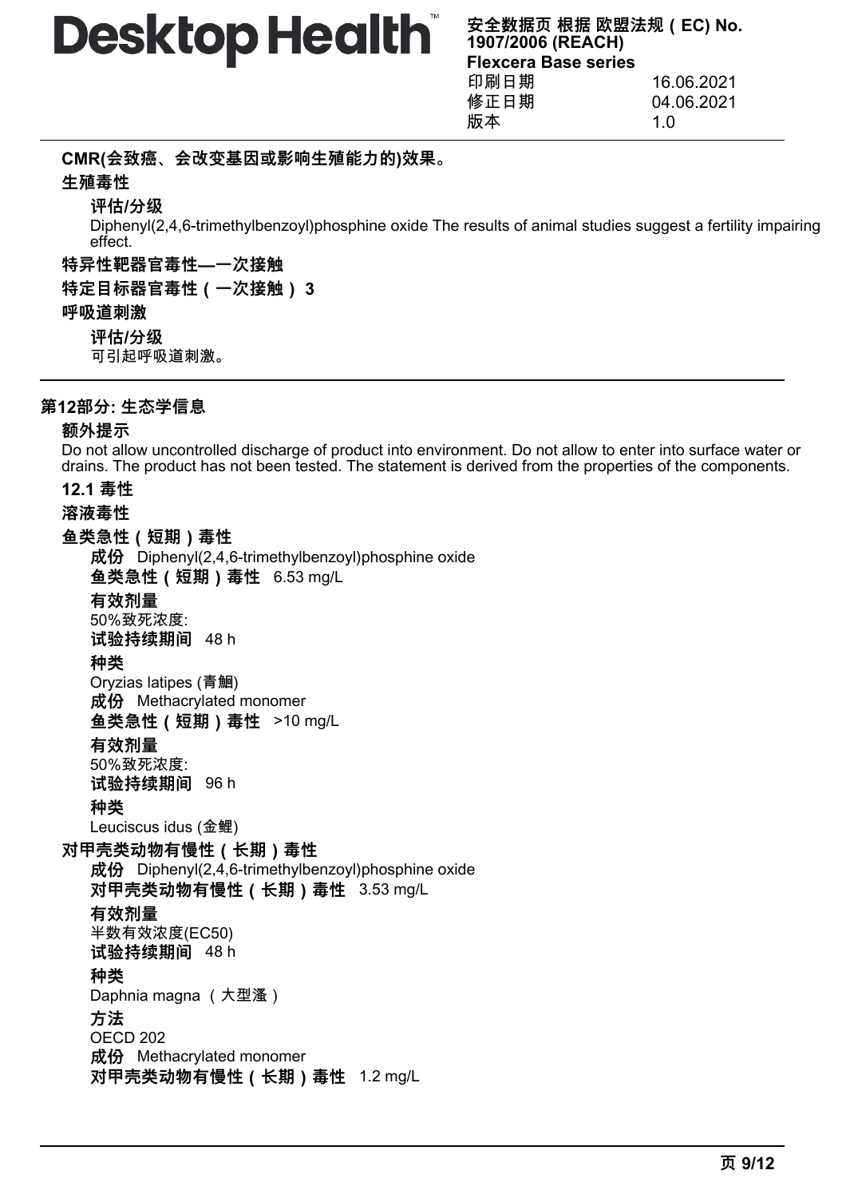**CMR(会致癌、会改变基因或影响生殖能力的)效果。**

**生殖毒性**

**评估/分级**

Diphenyl(2,4,6-trimethylbenzoyl)phosphine oxide The results of animal studies suggest a fertility impairing effect.

**特异性靶器官毒性—一次接触**

**特定目标器官毒性（一次接触） 3**

**呼吸道刺激**

**评估/分级**

可引起呼吸道刺激。

## 第12部分: 生态学信息

**额外提示**

Do not allow uncontrolled discharge of product into environment. Do not allow to enter into surface water or drains. The product has not been tested. The statement is derived from the properties of the components.

### 12.1 毒性

**溶液毒性**

**鱼类急性（短期）毒性**

**成份** Diphenyl(2,4,6-trimethylbenzoyl)phosphine oxide

**鱼类急性（短期）毒性** 6.53 mg/L

**有效剂量**

50%致死浓度:

**试验持续期间** 48 h

**种类**

Oryzias latipes (青鳉)

**成份** Methacrylated monomer

**鱼类急性（短期）毒性** >10 mg/L

**有效剂量**

50%致死浓度:

**试验持续期间** 96 h

**种类**

Leuciscus idus (金鲤)

**对甲壳类动物有慢性（长期）毒性**

**成份** Diphenyl(2,4,6-trimethylbenzoyl)phosphine oxide

**对甲壳类动物有慢性（长期）毒性** 3.53 mg/L

**有效剂量**

半数有效浓度(EC50)

**试验持续期间** 48 h

**种类**

Daphnia magna （大型溞）

**方法**

OECD 202

**成份** Methacrylated monomer

**对甲壳类动物有慢性（长期）毒性** 1.2 mg/L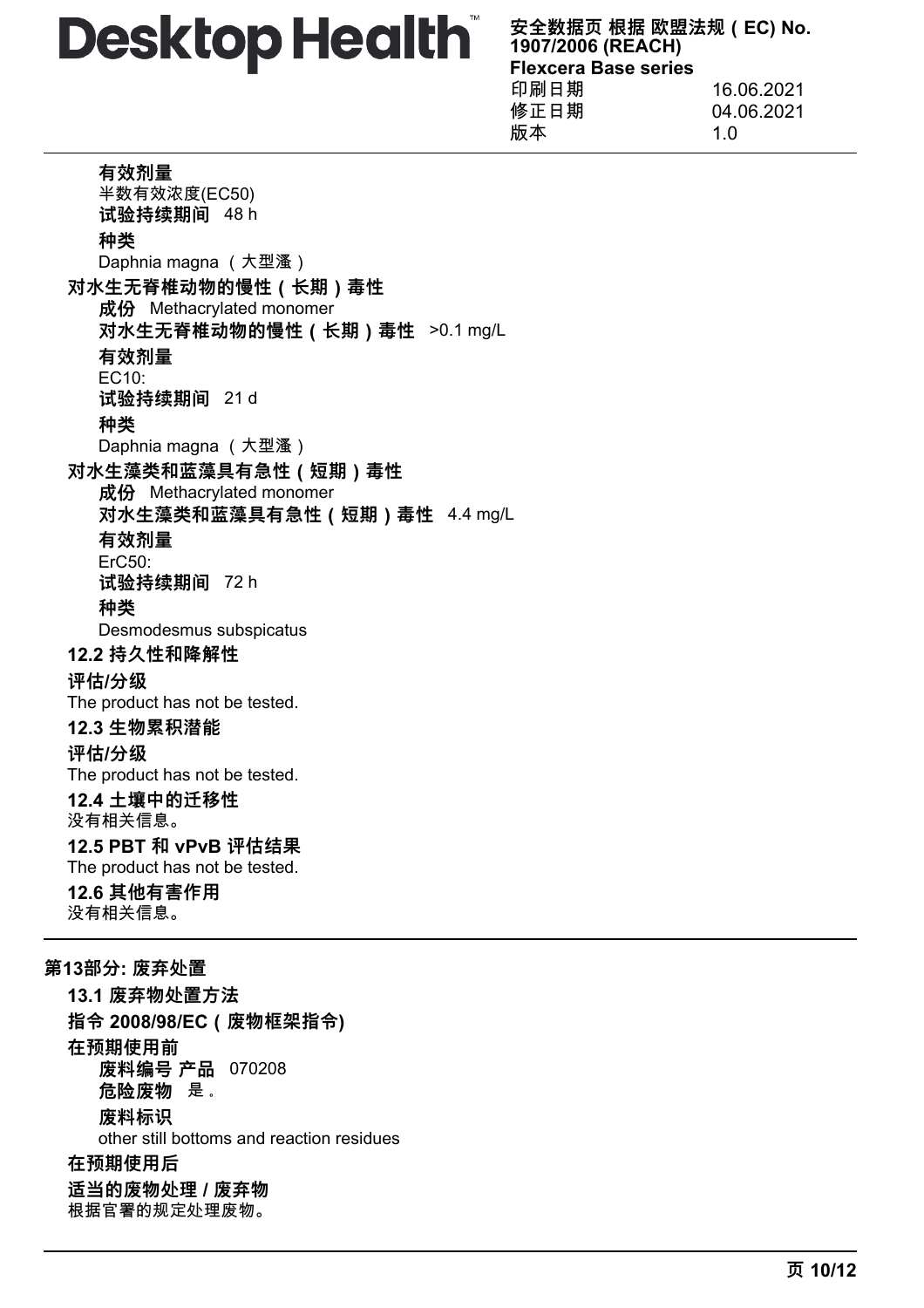**有效剂量**
半数有效浓度(EC50)
**试验持续期间** 48 h
**种类**
Daphnia magna（大型溞）

**对水生无脊椎动物的慢性（长期）毒性**
**成份** Methacrylated monomer
**对水生无脊椎动物的慢性（长期）毒性** >0.1 mg/L
**有效剂量**
EC10:
**试验持续期间** 21 d
**种类**
Daphnia magna（大型溞）

**对水生藻类和蓝藻具有急性（短期）毒性**
**成份** Methacrylated monomer
**对水生藻类和蓝藻具有急性（短期）毒性** 4.4 mg/L
**有效剂量**
ErC50:
**试验持续期间** 72 h
**种类**
Desmodesmus subspicatus

### 12.2 持久性和降解性

**评估/分级**
The product has not be tested.

### 12.3 生物累积潜能

**评估/分级**
The product has not be tested.

### 12.4 土壤中的迁移性

没有相关信息。

### 12.5 PBT 和 vPvB 评估结果

The product has not be tested.

### 12.6 其他有害作用

没有相关信息。

## 第13部分: 废弃处置

### 13.1 废弃物处置方法

**指令 2008/98/EC（废物框架指令)**

**在预期使用前**
**废料编号 产品** 070208
**危险废物** 是。
**废料标识**
other still bottoms and reaction residues

**在预期使用后**

**适当的废物处理 / 废弃物**
根据官署的规定处理废物。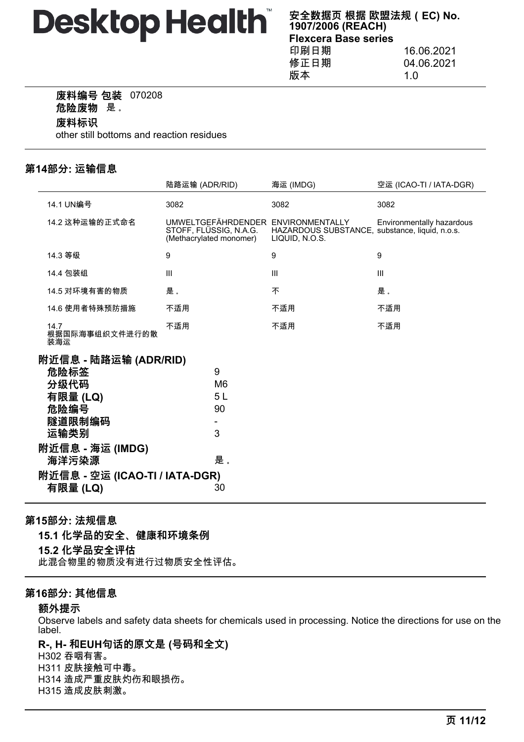**废料编号 包装** 070208

**危险废物** 是 。

**废料标识**

other still bottoms and reaction residues

## 第14部分: 运输信息

| | 陆路运输 (ADR/RID) | 海运 (IMDG) | 空运 (ICAO-TI / IATA-DGR) |
|---|---|---|---|
| 14.1 UN编号 | 3082 | 3082 | 3082 |
| 14.2 这种运输的正式命名 | UMWELTGEFÄHRDENDER STOFF, FLÜSSIG, N.A.G. (Methacrylated monomer) | ENVIRONMENTALLY HAZARDOUS SUBSTANCE, LIQUID, N.O.S. | Environmentally hazardous substance, liquid, n.o.s. |
| 14.3 等级 | 9 | 9 | 9 |
| 14.4 包装组 | III | III | III |
| 14.5 对环境有害的物质 | 是 。 | 不 | 是 。 |
| 14.6 使用者特殊预防措施 | 不适用 | 不适用 | 不适用 |
| 14.7 根据国际海事组织文件进行的散装海运 | 不适用 | 不适用 | 不适用 |

### 附近信息 - 陆路运输 (ADR/RID)

| | |
|---|---|
| **危险标签** | 9 |
| **分级代码** | M6 |
| **有限量 (LQ)** | 5 L |
| **危险编号** | 90 |
| **隧道限制编码** | - |
| **运输类别** | 3 |

### 附近信息 - 海运 (IMDG)

| | |
|---|---|
| **海洋污染源** | 是 。 |

### 附近信息 - 空运 (ICAO-TI / IATA-DGR)

| | |
|---|---|
| **有限量 (LQ)** | 30 |

## 第15部分: 法规信息

### 15.1 化学品的安全、健康和环境条例

### 15.2 化学品安全评估

此混合物里的物质没有进行过物质安全性评估。

## 第16部分: 其他信息

### 额外提示

Observe labels and safety data sheets for chemicals used in processing. Notice the directions for use on the label.

### R-, H- 和EUH句话的原文是 (号码和全文)

H302 吞咽有害。

H311 皮肤接触可中毒。

H314 造成严重皮肤灼伤和眼损伤。

H315 造成皮肤刺激。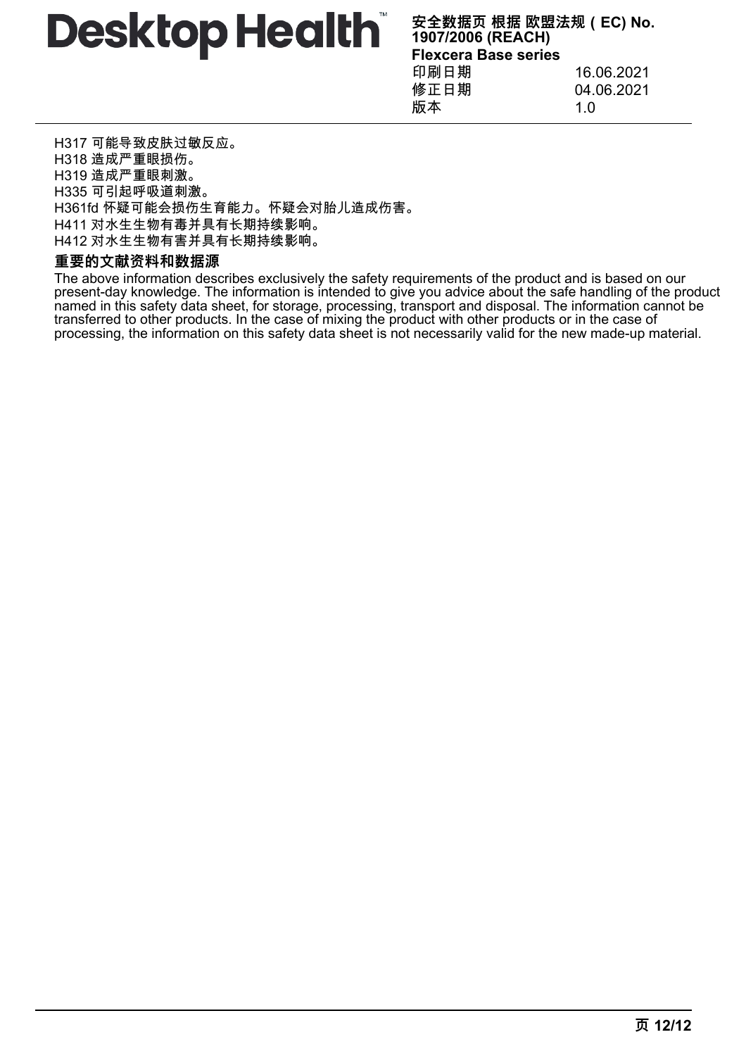H317 可能导致皮肤过敏反应。
H318 造成严重眼损伤。
H319 造成严重眼刺激。
H335 可引起呼吸道刺激。
H361fd 怀疑可能会损伤生育能力。怀疑会对胎儿造成伤害。
H411 对水生生物有毒并具有长期持续影响。
H412 对水生生物有害并具有长期持续影响。

## 重要的文献资料和数据源

The above information describes exclusively the safety requirements of the product and is based on our present-day knowledge. The information is intended to give you advice about the safe handling of the product named in this safety data sheet, for storage, processing, transport and disposal. The information cannot be transferred to other products. In the case of mixing the product with other products or in the case of processing, the information on this safety data sheet is not necessarily valid for the new made-up material.